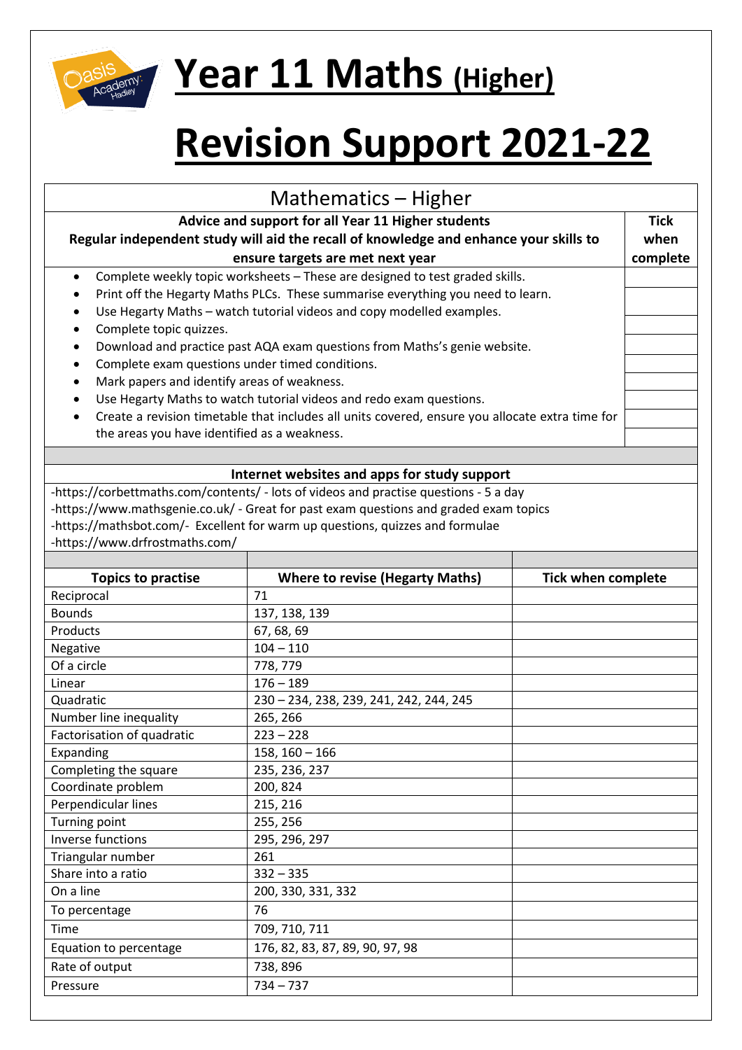# Year 11 Maths (Higher)

# Revision Support 2021-22

## Mathematics – Higher

| **Advice and support for all Year 11 Higher students**<br>**Regular independent study will aid the recall of knowledge and enhance your skills to ensure targets are met next year** | **Tick when complete** |
|---|---|
| • Complete weekly topic worksheets – These are designed to test graded skills. | |
| • Print off the Hegarty Maths PLCs. These summarise everything you need to learn. | |
| • Use Hegarty Maths – watch tutorial videos and copy modelled examples. | |
| • Complete topic quizzes. | |
| • Download and practice past AQA exam questions from Maths's genie website. | |
| • Complete exam questions under timed conditions. | |
| • Mark papers and identify areas of weakness. | |
| • Use Hegarty Maths to watch tutorial videos and redo exam questions. | |
| • Create a revision timetable that includes all units covered, ensure you allocate extra time for the areas you have identified as a weakness. | |

**Internet websites and apps for study support**

-https://corbettmaths.com/contents/ - lots of videos and practise questions - 5 a day
-https://www.mathsgenie.co.uk/ - Great for past exam questions and graded exam topics
-https://mathsbot.com/- Excellent for warm up questions, quizzes and formulae
-https://www.drfrostmaths.com/

| Topics to practise | Where to revise (Hegarty Maths) | Tick when complete |
|---|---|---|
| Reciprocal | 71 | |
| Bounds | 137, 138, 139 | |
| Products | 67, 68, 69 | |
| Negative | 104 – 110 | |
| Of a circle | 778, 779 | |
| Linear | 176 – 189 | |
| Quadratic | 230 – 234, 238, 239, 241, 242, 244, 245 | |
| Number line inequality | 265, 266 | |
| Factorisation of quadratic | 223 – 228 | |
| Expanding | 158, 160 – 166 | |
| Completing the square | 235, 236, 237 | |
| Coordinate problem | 200, 824 | |
| Perpendicular lines | 215, 216 | |
| Turning point | 255, 256 | |
| Inverse functions | 295, 296, 297 | |
| Triangular number | 261 | |
| Share into a ratio | 332 – 335 | |
| On a line | 200, 330, 331, 332 | |
| To percentage | 76 | |
| Time | 709, 710, 711 | |
| Equation to percentage | 176, 82, 83, 87, 89, 90, 97, 98 | |
| Rate of output | 738, 896 | |
| Pressure | 734 – 737 | |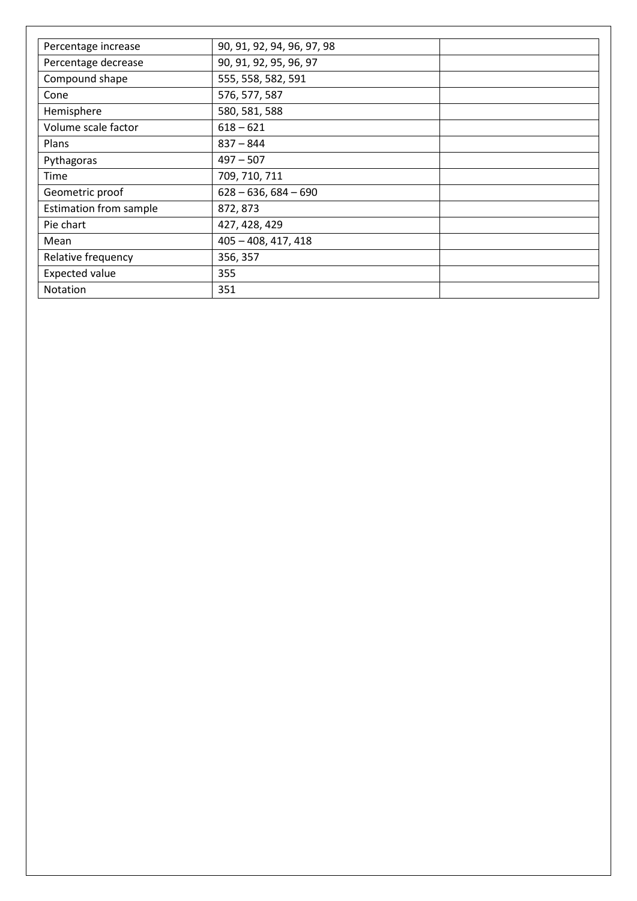| | | |
|---|---|---|
| Percentage increase | 90, 91, 92, 94, 96, 97, 98 | |
| Percentage decrease | 90, 91, 92, 95, 96, 97 | |
| Compound shape | 555, 558, 582, 591 | |
| Cone | 576, 577, 587 | |
| Hemisphere | 580, 581, 588 | |
| Volume scale factor | 618 – 621 | |
| Plans | 837 – 844 | |
| Pythagoras | 497 – 507 | |
| Time | 709, 710, 711 | |
| Geometric proof | 628 – 636, 684 – 690 | |
| Estimation from sample | 872, 873 | |
| Pie chart | 427, 428, 429 | |
| Mean | 405 – 408, 417, 418 | |
| Relative frequency | 356, 357 | |
| Expected value | 355 | |
| Notation | 351 | |